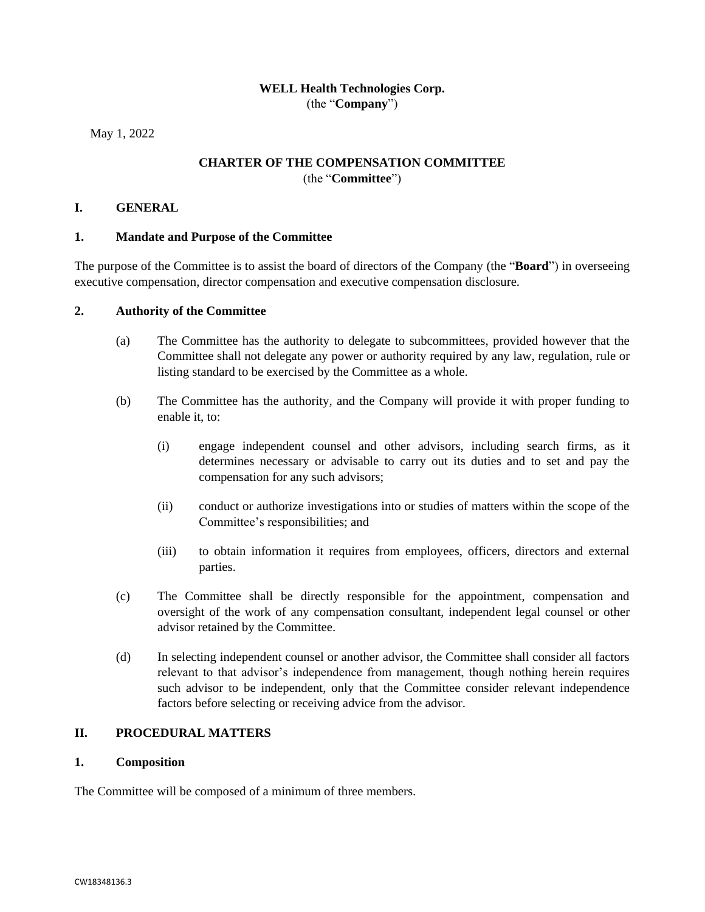**WELL Health Technologies Corp.**
(the "**Company**")

May 1, 2022

**CHARTER OF THE COMPENSATION COMMITTEE**
(the "**Committee**")

## I. GENERAL

### 1. Mandate and Purpose of the Committee

The purpose of the Committee is to assist the board of directors of the Company (the "**Board**") in overseeing executive compensation, director compensation and executive compensation disclosure.

### 2. Authority of the Committee

(a) The Committee has the authority to delegate to subcommittees, provided however that the Committee shall not delegate any power or authority required by any law, regulation, rule or listing standard to be exercised by the Committee as a whole.

(b) The Committee has the authority, and the Company will provide it with proper funding to enable it, to:

(i) engage independent counsel and other advisors, including search firms, as it determines necessary or advisable to carry out its duties and to set and pay the compensation for any such advisors;

(ii) conduct or authorize investigations into or studies of matters within the scope of the Committee's responsibilities; and

(iii) to obtain information it requires from employees, officers, directors and external parties.

(c) The Committee shall be directly responsible for the appointment, compensation and oversight of the work of any compensation consultant, independent legal counsel or other advisor retained by the Committee.

(d) In selecting independent counsel or another advisor, the Committee shall consider all factors relevant to that advisor's independence from management, though nothing herein requires such advisor to be independent, only that the Committee consider relevant independence factors before selecting or receiving advice from the advisor.

## II. PROCEDURAL MATTERS

### 1. Composition

The Committee will be composed of a minimum of three members.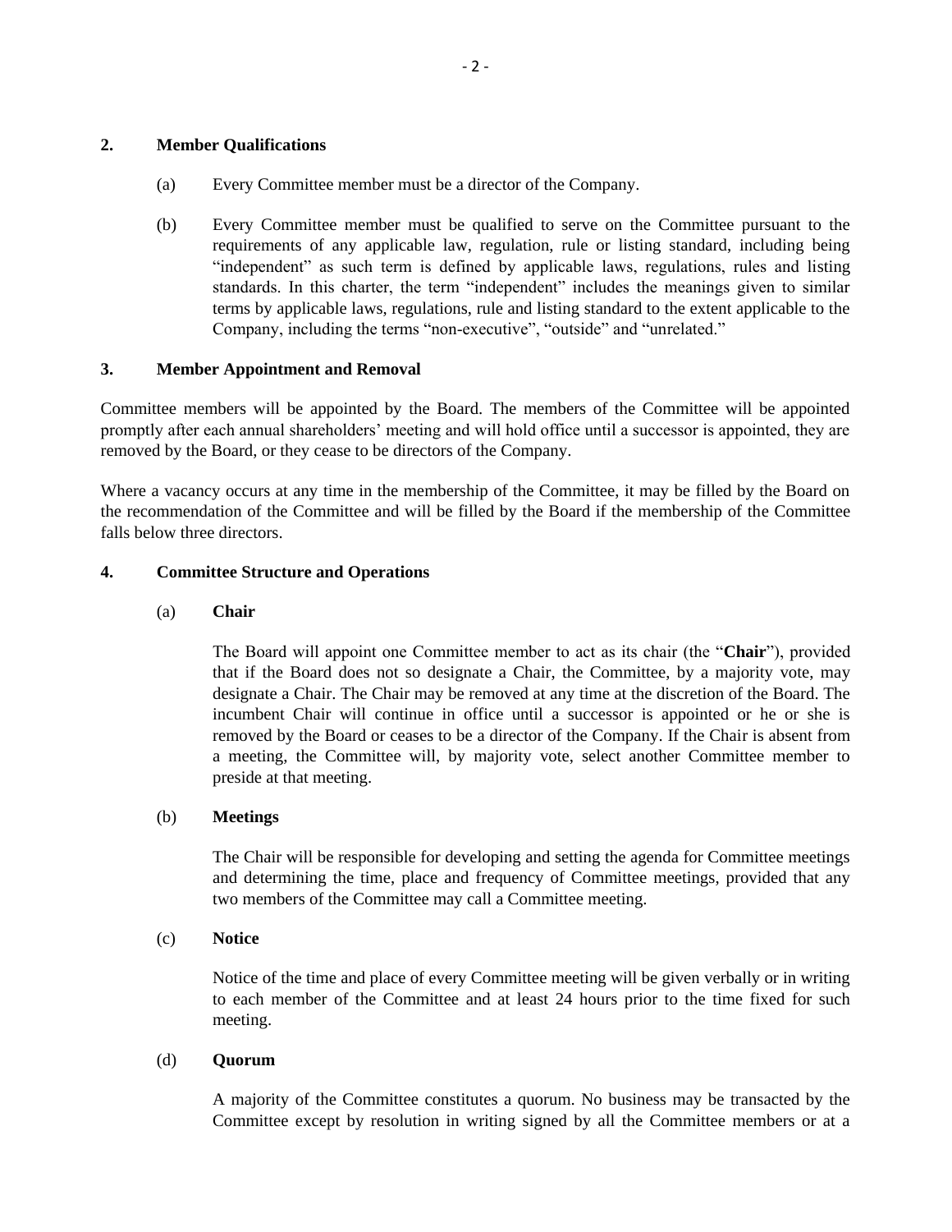## 2. Member Qualifications

(a) Every Committee member must be a director of the Company.

(b) Every Committee member must be qualified to serve on the Committee pursuant to the requirements of any applicable law, regulation, rule or listing standard, including being "independent" as such term is defined by applicable laws, regulations, rules and listing standards. In this charter, the term "independent" includes the meanings given to similar terms by applicable laws, regulations, rule and listing standard to the extent applicable to the Company, including the terms "non-executive", "outside" and "unrelated."

## 3. Member Appointment and Removal

Committee members will be appointed by the Board. The members of the Committee will be appointed promptly after each annual shareholders' meeting and will hold office until a successor is appointed, they are removed by the Board, or they cease to be directors of the Company.

Where a vacancy occurs at any time in the membership of the Committee, it may be filled by the Board on the recommendation of the Committee and will be filled by the Board if the membership of the Committee falls below three directors.

## 4. Committee Structure and Operations

### (a) Chair

The Board will appoint one Committee member to act as its chair (the "**Chair**"), provided that if the Board does not so designate a Chair, the Committee, by a majority vote, may designate a Chair. The Chair may be removed at any time at the discretion of the Board. The incumbent Chair will continue in office until a successor is appointed or he or she is removed by the Board or ceases to be a director of the Company. If the Chair is absent from a meeting, the Committee will, by majority vote, select another Committee member to preside at that meeting.

### (b) Meetings

The Chair will be responsible for developing and setting the agenda for Committee meetings and determining the time, place and frequency of Committee meetings, provided that any two members of the Committee may call a Committee meeting.

### (c) Notice

Notice of the time and place of every Committee meeting will be given verbally or in writing to each member of the Committee and at least 24 hours prior to the time fixed for such meeting.

### (d) Quorum

A majority of the Committee constitutes a quorum. No business may be transacted by the Committee except by resolution in writing signed by all the Committee members or at a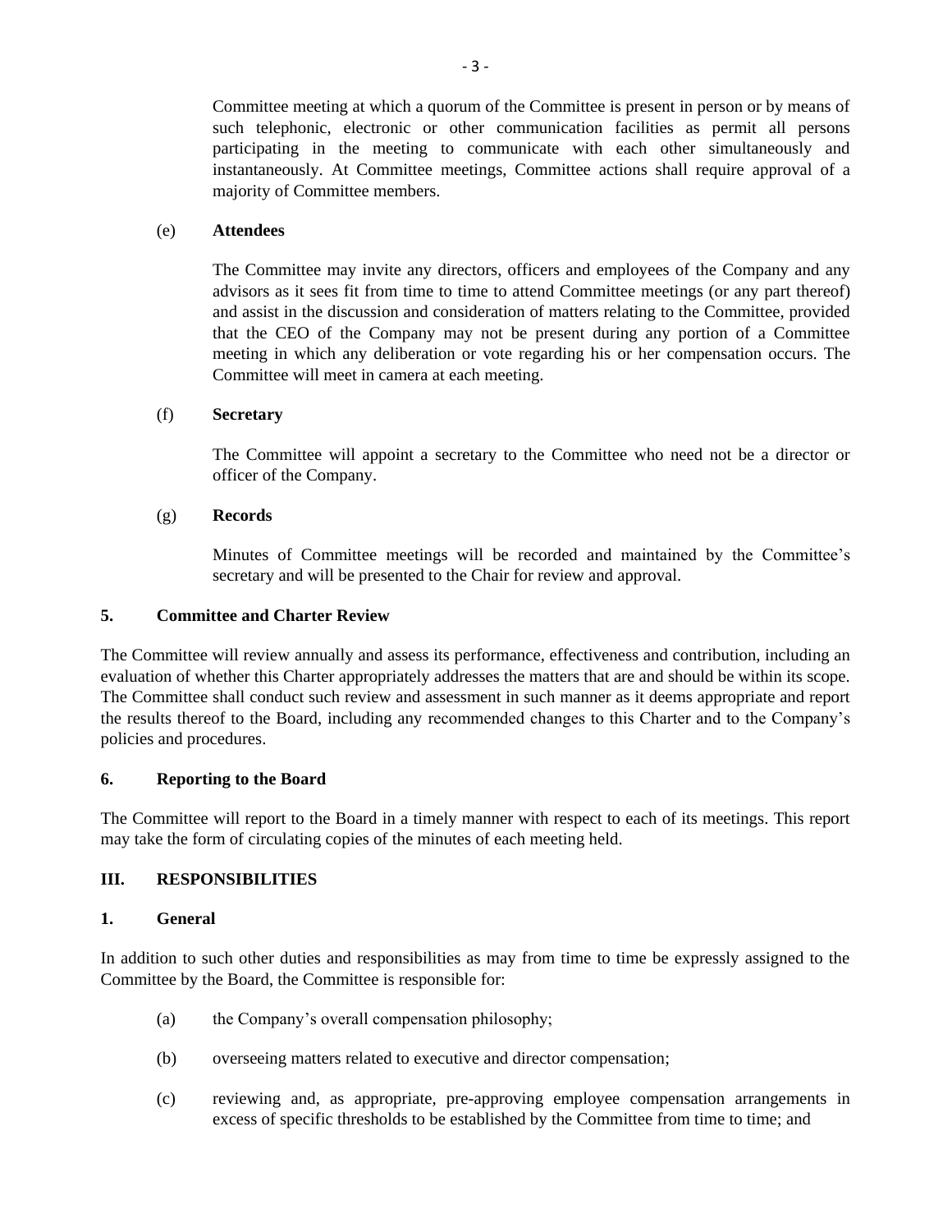Committee meeting at which a quorum of the Committee is present in person or by means of such telephonic, electronic or other communication facilities as permit all persons participating in the meeting to communicate with each other simultaneously and instantaneously. At Committee meetings, Committee actions shall require approval of a majority of Committee members.

(e) **Attendees**

The Committee may invite any directors, officers and employees of the Company and any advisors as it sees fit from time to time to attend Committee meetings (or any part thereof) and assist in the discussion and consideration of matters relating to the Committee, provided that the CEO of the Company may not be present during any portion of a Committee meeting in which any deliberation or vote regarding his or her compensation occurs. The Committee will meet in camera at each meeting.

(f) **Secretary**

The Committee will appoint a secretary to the Committee who need not be a director or officer of the Company.

(g) **Records**

Minutes of Committee meetings will be recorded and maintained by the Committee's secretary and will be presented to the Chair for review and approval.

### 5. Committee and Charter Review

The Committee will review annually and assess its performance, effectiveness and contribution, including an evaluation of whether this Charter appropriately addresses the matters that are and should be within its scope. The Committee shall conduct such review and assessment in such manner as it deems appropriate and report the results thereof to the Board, including any recommended changes to this Charter and to the Company's policies and procedures.

### 6. Reporting to the Board

The Committee will report to the Board in a timely manner with respect to each of its meetings. This report may take the form of circulating copies of the minutes of each meeting held.

## III. RESPONSIBILITIES

### 1. General

In addition to such other duties and responsibilities as may from time to time be expressly assigned to the Committee by the Board, the Committee is responsible for:

(a) the Company's overall compensation philosophy;

(b) overseeing matters related to executive and director compensation;

(c) reviewing and, as appropriate, pre-approving employee compensation arrangements in excess of specific thresholds to be established by the Committee from time to time; and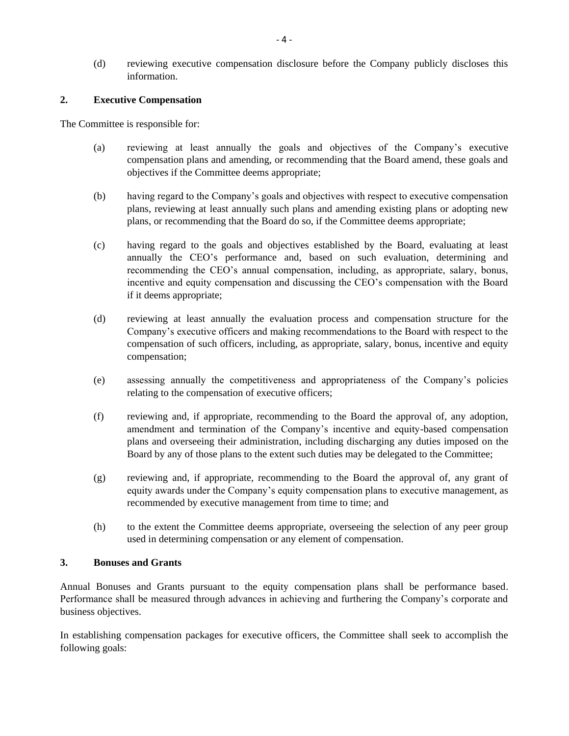(d) reviewing executive compensation disclosure before the Company publicly discloses this information.

## 2. Executive Compensation

The Committee is responsible for:

(a) reviewing at least annually the goals and objectives of the Company's executive compensation plans and amending, or recommending that the Board amend, these goals and objectives if the Committee deems appropriate;

(b) having regard to the Company's goals and objectives with respect to executive compensation plans, reviewing at least annually such plans and amending existing plans or adopting new plans, or recommending that the Board do so, if the Committee deems appropriate;

(c) having regard to the goals and objectives established by the Board, evaluating at least annually the CEO's performance and, based on such evaluation, determining and recommending the CEO's annual compensation, including, as appropriate, salary, bonus, incentive and equity compensation and discussing the CEO's compensation with the Board if it deems appropriate;

(d) reviewing at least annually the evaluation process and compensation structure for the Company's executive officers and making recommendations to the Board with respect to the compensation of such officers, including, as appropriate, salary, bonus, incentive and equity compensation;

(e) assessing annually the competitiveness and appropriateness of the Company's policies relating to the compensation of executive officers;

(f) reviewing and, if appropriate, recommending to the Board the approval of, any adoption, amendment and termination of the Company's incentive and equity-based compensation plans and overseeing their administration, including discharging any duties imposed on the Board by any of those plans to the extent such duties may be delegated to the Committee;

(g) reviewing and, if appropriate, recommending to the Board the approval of, any grant of equity awards under the Company's equity compensation plans to executive management, as recommended by executive management from time to time; and

(h) to the extent the Committee deems appropriate, overseeing the selection of any peer group used in determining compensation or any element of compensation.

## 3. Bonuses and Grants

Annual Bonuses and Grants pursuant to the equity compensation plans shall be performance based. Performance shall be measured through advances in achieving and furthering the Company's corporate and business objectives.

In establishing compensation packages for executive officers, the Committee shall seek to accomplish the following goals: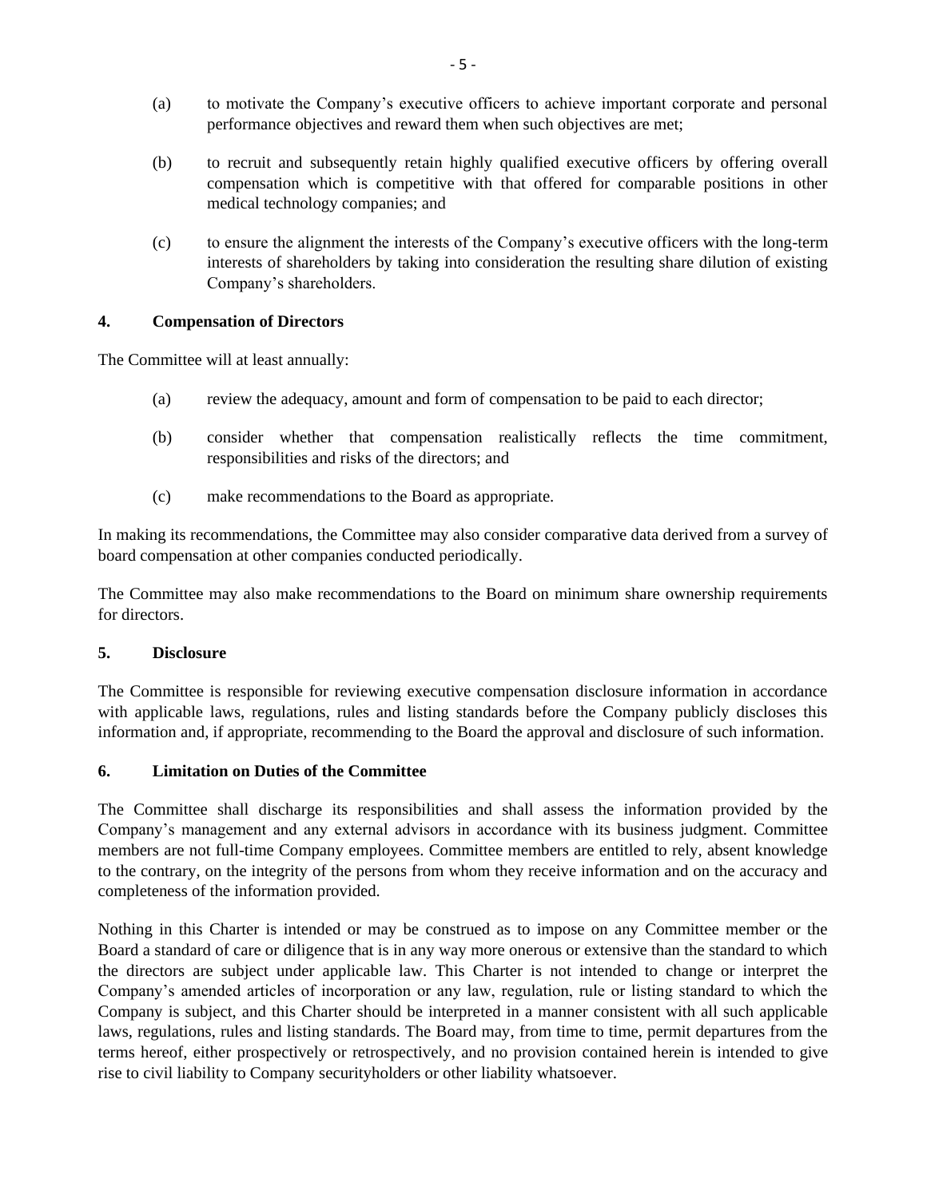(a) to motivate the Company's executive officers to achieve important corporate and personal performance objectives and reward them when such objectives are met;

(b) to recruit and subsequently retain highly qualified executive officers by offering overall compensation which is competitive with that offered for comparable positions in other medical technology companies; and

(c) to ensure the alignment the interests of the Company's executive officers with the long-term interests of shareholders by taking into consideration the resulting share dilution of existing Company's shareholders.

## 4. Compensation of Directors

The Committee will at least annually:

(a) review the adequacy, amount and form of compensation to be paid to each director;

(b) consider whether that compensation realistically reflects the time commitment, responsibilities and risks of the directors; and

(c) make recommendations to the Board as appropriate.

In making its recommendations, the Committee may also consider comparative data derived from a survey of board compensation at other companies conducted periodically.

The Committee may also make recommendations to the Board on minimum share ownership requirements for directors.

## 5. Disclosure

The Committee is responsible for reviewing executive compensation disclosure information in accordance with applicable laws, regulations, rules and listing standards before the Company publicly discloses this information and, if appropriate, recommending to the Board the approval and disclosure of such information.

## 6. Limitation on Duties of the Committee

The Committee shall discharge its responsibilities and shall assess the information provided by the Company's management and any external advisors in accordance with its business judgment. Committee members are not full-time Company employees. Committee members are entitled to rely, absent knowledge to the contrary, on the integrity of the persons from whom they receive information and on the accuracy and completeness of the information provided.

Nothing in this Charter is intended or may be construed as to impose on any Committee member or the Board a standard of care or diligence that is in any way more onerous or extensive than the standard to which the directors are subject under applicable law. This Charter is not intended to change or interpret the Company's amended articles of incorporation or any law, regulation, rule or listing standard to which the Company is subject, and this Charter should be interpreted in a manner consistent with all such applicable laws, regulations, rules and listing standards. The Board may, from time to time, permit departures from the terms hereof, either prospectively or retrospectively, and no provision contained herein is intended to give rise to civil liability to Company securityholders or other liability whatsoever.